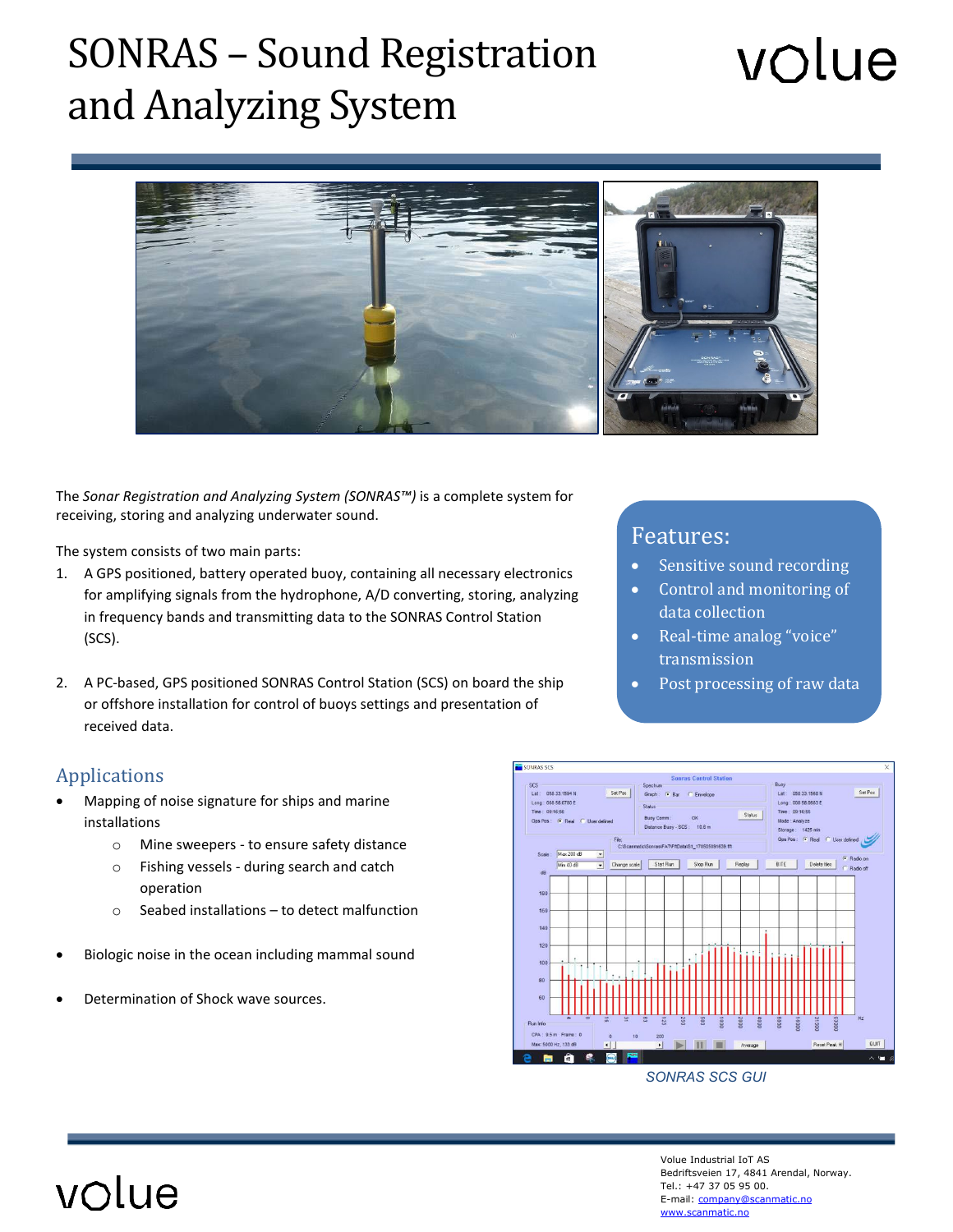# SONRAS – Sound Registration and Analyzing System

The *Sonar Registration and Analyzing System (SONRAS™)* is a complete system for receiving, storing and analyzing underwater sound.

The system consists of two main parts:

1. A GPS positioned, battery operated buoy, containing all necessary electronics for amplifying signals from the hydrophone, A/D converting, storing, analyzing in frequency bands and transmitting data to the SONRAS Control Station (SCS).

2. A PC-based, GPS positioned SONRAS Control Station (SCS) on board the ship or offshore installation for control of buoys settings and presentation of received data.

## Features:

- Sensitive sound recording
- Control and monitoring of data collection
- Real-time analog "voice" transmission
- Post processing of raw data

## Applications

- Mapping of noise signature for ships and marine installations
  - Mine sweepers - to ensure safety distance
  - Fishing vessels - during search and catch operation
  - Seabed installations – to detect malfunction
- Biologic noise in the ocean including mammal sound
- Determination of Shock wave sources.

SONRAS SCS GUI

Volue Industrial IoT AS
Bedriftsveien 17, 4841 Arendal, Norway.
Tel.: +47 37 05 95 00.
E-mail: company@scanmatic.no
www.scanmatic.no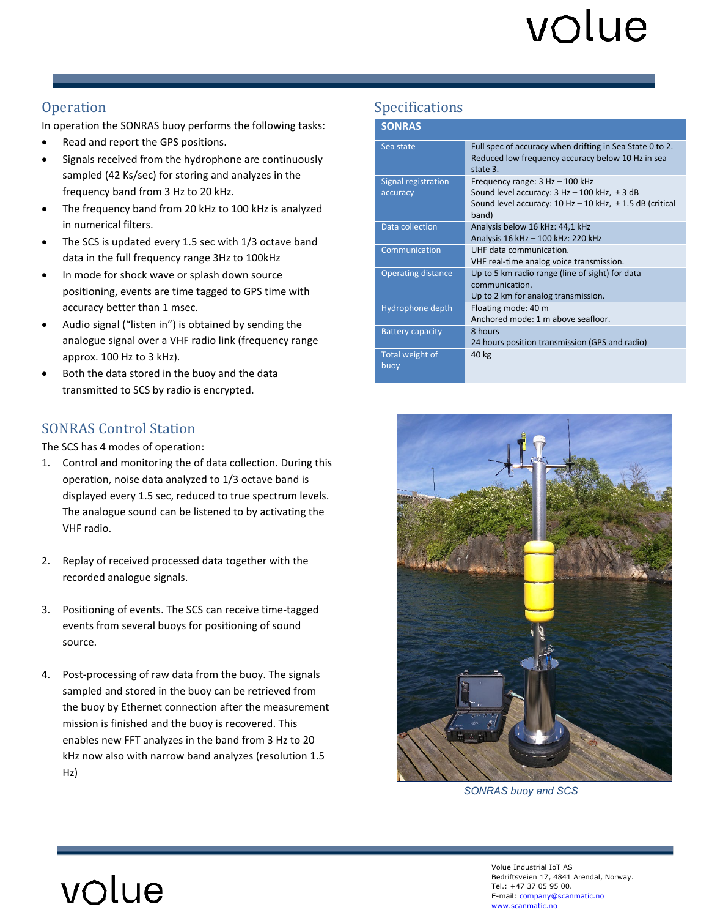## Operation

In operation the SONRAS buoy performs the following tasks:

- Read and report the GPS positions.
- Signals received from the hydrophone are continuously sampled (42 Ks/sec) for storing and analyzes in the frequency band from 3 Hz to 20 kHz.
- The frequency band from 20 kHz to 100 kHz is analyzed in numerical filters.
- The SCS is updated every 1.5 sec with 1/3 octave band data in the full frequency range 3Hz to 100kHz
- In mode for shock wave or splash down source positioning, events are time tagged to GPS time with accuracy better than 1 msec.
- Audio signal ("listen in") is obtained by sending the analogue signal over a VHF radio link (frequency range approx. 100 Hz to 3 kHz).
- Both the data stored in the buoy and the data transmitted to SCS by radio is encrypted.

## SONRAS Control Station

The SCS has 4 modes of operation:

1. Control and monitoring the of data collection. During this operation, noise data analyzed to 1/3 octave band is displayed every 1.5 sec, reduced to true spectrum levels. The analogue sound can be listened to by activating the VHF radio.

2. Replay of received processed data together with the recorded analogue signals.

3. Positioning of events. The SCS can receive time-tagged events from several buoys for positioning of sound source.

4. Post-processing of raw data from the buoy. The signals sampled and stored in the buoy can be retrieved from the buoy by Ethernet connection after the measurement mission is finished and the buoy is recovered. This enables new FFT analyzes in the band from 3 Hz to 20 kHz now also with narrow band analyzes (resolution 1.5 Hz)

## Specifications

| SONRAS | |
|---|---|
| Sea state | Full spec of accuracy when drifting in Sea State 0 to 2. Reduced low frequency accuracy below 10 Hz in sea state 3. |
| Signal registration accuracy | Frequency range: 3 Hz – 100 kHz<br>Sound level accuracy: 3 Hz – 100 kHz, ± 3 dB<br>Sound level accuracy: 10 Hz – 10 kHz, ± 1.5 dB (critical band) |
| Data collection | Analysis below 16 kHz: 44,1 kHz<br>Analysis 16 kHz – 100 kHz: 220 kHz |
| Communication | UHF data communication.<br>VHF real-time analog voice transmission. |
| Operating distance | Up to 5 km radio range (line of sight) for data communication.<br>Up to 2 km for analog transmission. |
| Hydrophone depth | Floating mode: 40 m<br>Anchored mode: 1 m above seafloor. |
| Battery capacity | 8 hours<br>24 hours position transmission (GPS and radio) |
| Total weight of buoy | 40 kg |

*SONRAS buoy and SCS*

Volue Industrial IoT AS
Bedriftsveien 17, 4841 Arendal, Norway.
Tel.: +47 37 05 95 00.
E-mail: company@scanmatic.no
www.scanmatic.no